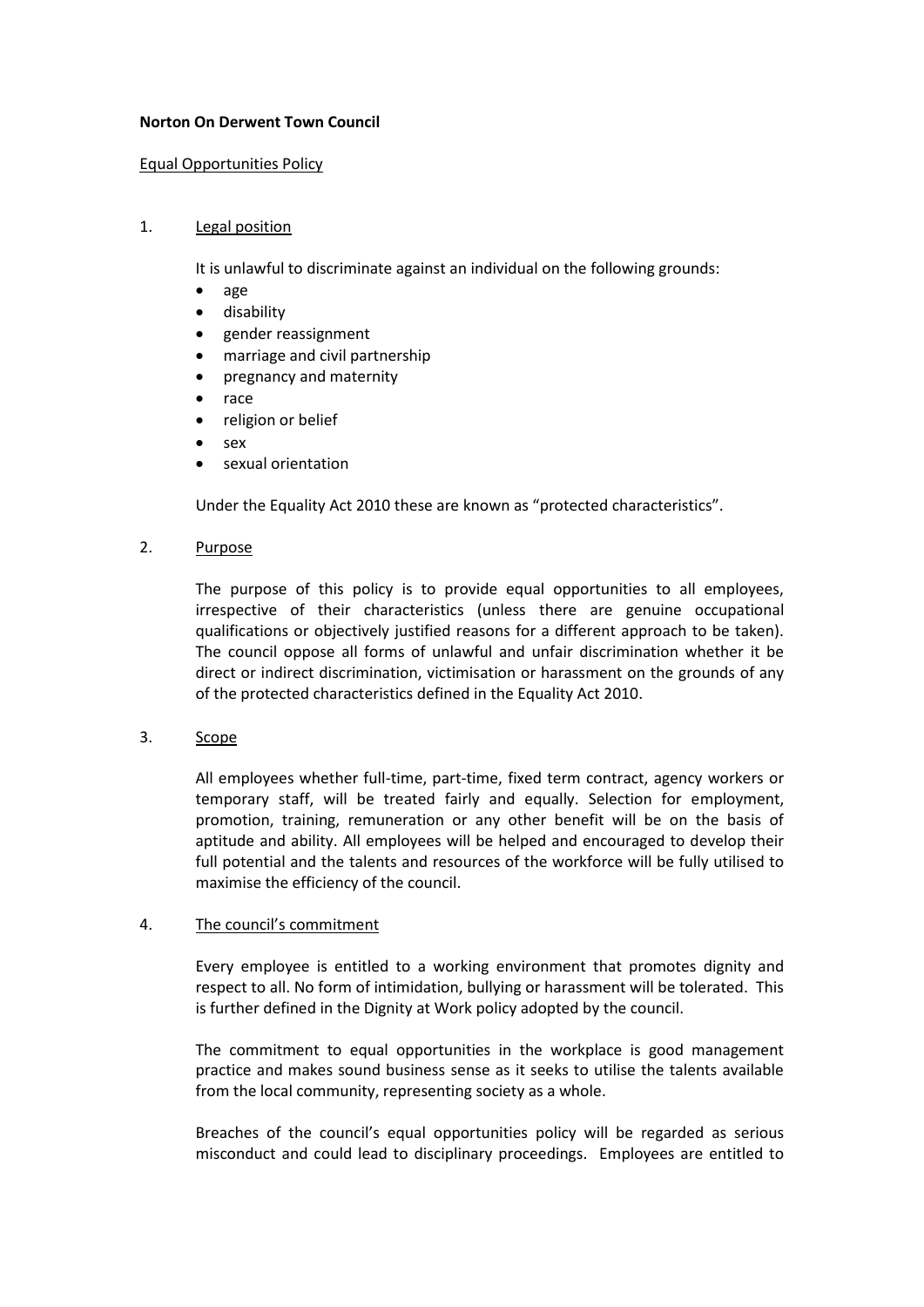**Norton On Derwent Town Council**

Equal Opportunities Policy

1. Legal position

   It is unlawful to discriminate against an individual on the following grounds:

   - age
   - disability
   - gender reassignment
   - marriage and civil partnership
   - pregnancy and maternity
   - race
   - religion or belief
   - sex
   - sexual orientation

   Under the Equality Act 2010 these are known as “protected characteristics”.

2. Purpose

   The purpose of this policy is to provide equal opportunities to all employees, irrespective of their characteristics (unless there are genuine occupational qualifications or objectively justified reasons for a different approach to be taken). The council oppose all forms of unlawful and unfair discrimination whether it be direct or indirect discrimination, victimisation or harassment on the grounds of any of the protected characteristics defined in the Equality Act 2010.

3. Scope

   All employees whether full-time, part-time, fixed term contract, agency workers or temporary staff, will be treated fairly and equally. Selection for employment, promotion, training, remuneration or any other benefit will be on the basis of aptitude and ability. All employees will be helped and encouraged to develop their full potential and the talents and resources of the workforce will be fully utilised to maximise the efficiency of the council.

4. The council’s commitment

   Every employee is entitled to a working environment that promotes dignity and respect to all. No form of intimidation, bullying or harassment will be tolerated. This is further defined in the Dignity at Work policy adopted by the council.

   The commitment to equal opportunities in the workplace is good management practice and makes sound business sense as it seeks to utilise the talents available from the local community, representing society as a whole.

   Breaches of the council’s equal opportunities policy will be regarded as serious misconduct and could lead to disciplinary proceedings. Employees are entitled to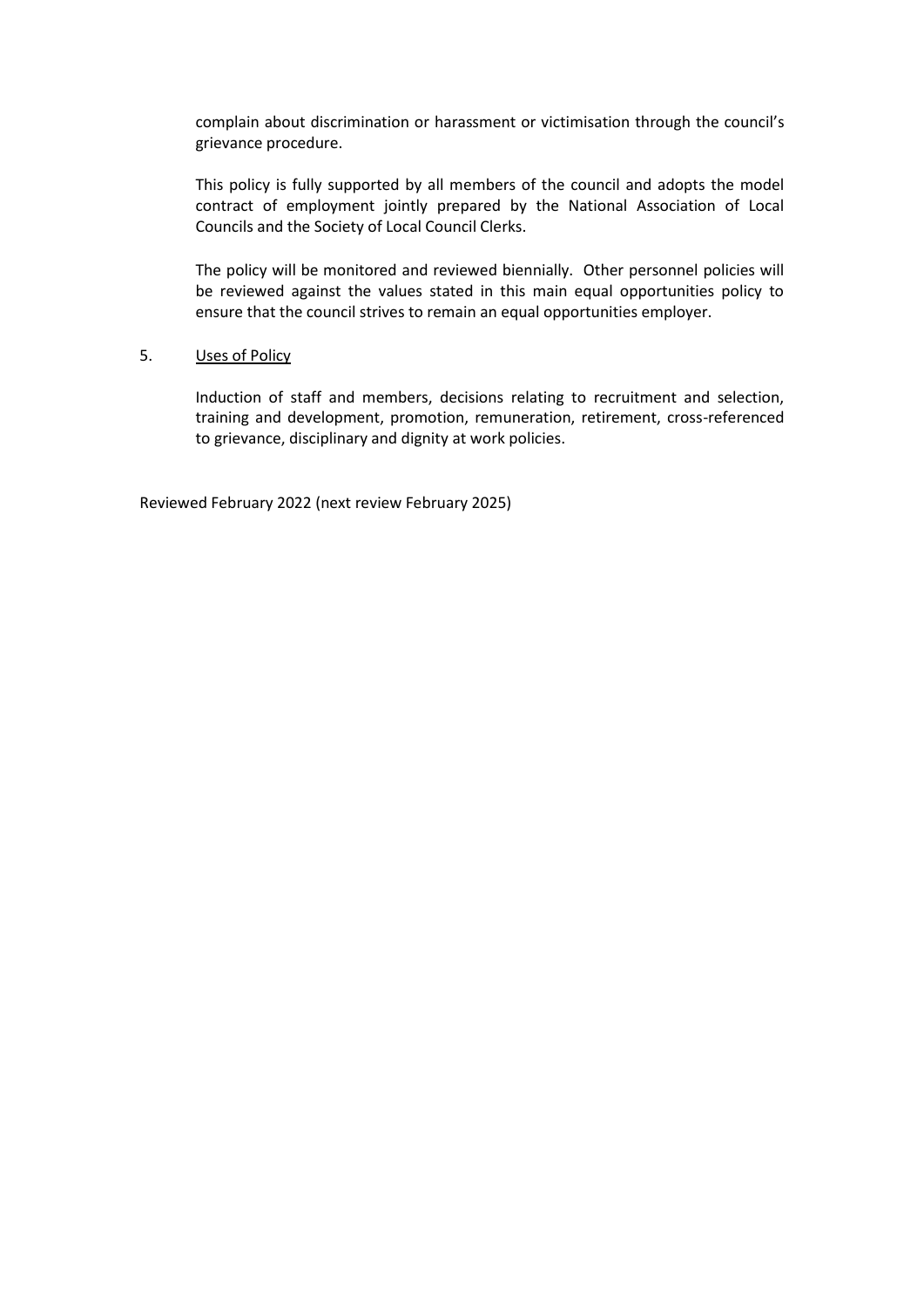complain about discrimination or harassment or victimisation through the council's grievance procedure.

This policy is fully supported by all members of the council and adopts the model contract of employment jointly prepared by the National Association of Local Councils and the Society of Local Council Clerks.

The policy will be monitored and reviewed biennially. Other personnel policies will be reviewed against the values stated in this main equal opportunities policy to ensure that the council strives to remain an equal opportunities employer.

5. Uses of Policy

Induction of staff and members, decisions relating to recruitment and selection, training and development, promotion, remuneration, retirement, cross-referenced to grievance, disciplinary and dignity at work policies.

Reviewed February 2022 (next review February 2025)